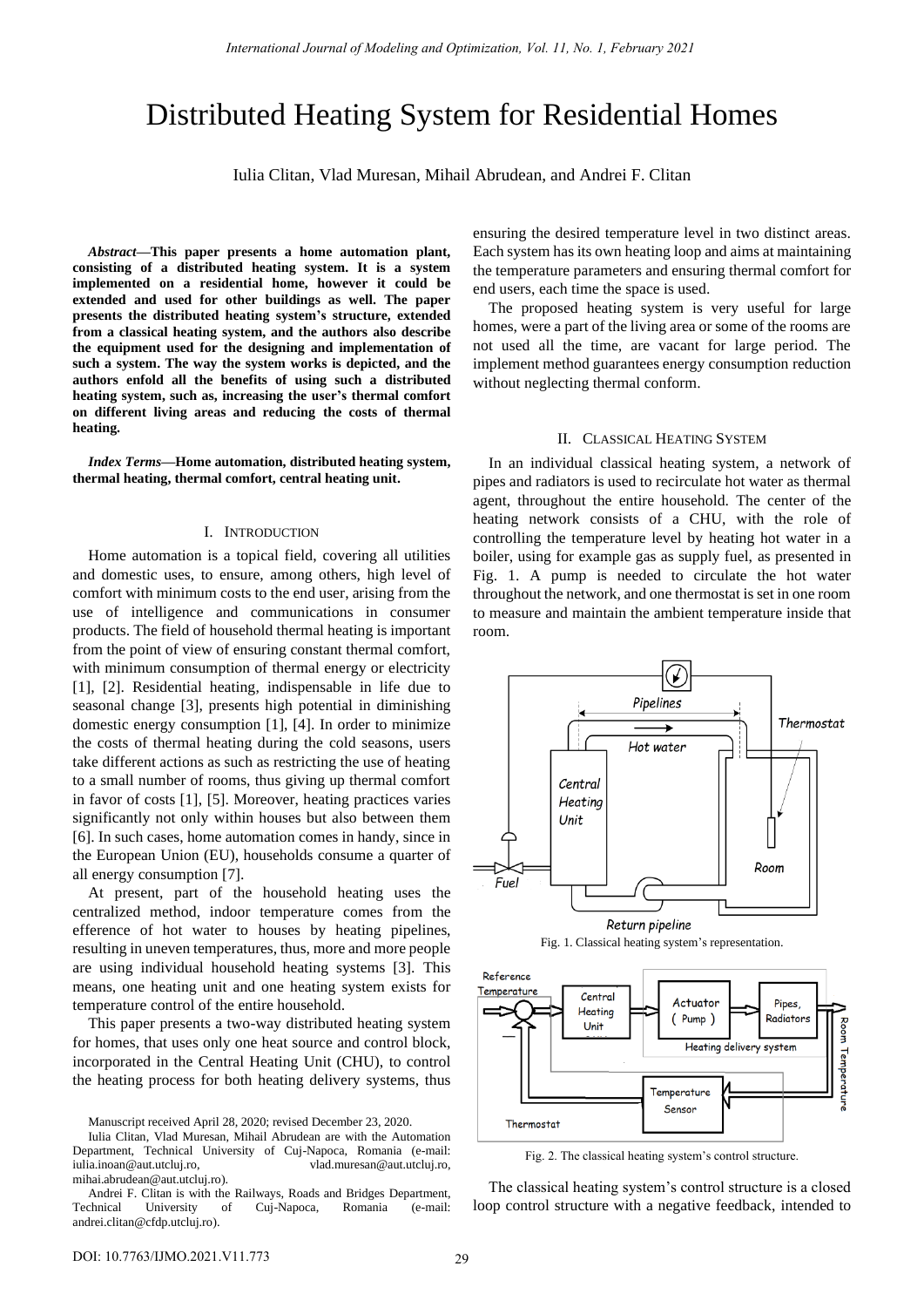# Distributed Heating System for Residential Homes

Iulia Clitan, Vlad Muresan, Mihail Abrudean, and Andrei F. Clitan

***Abstract*—This paper presents a home automation plant, consisting of a distributed heating system. It is a system implemented on a residential home, however it could be extended and used for other buildings as well. The paper presents the distributed heating system's structure, extended from a classical heating system, and the authors also describe the equipment used for the designing and implementation of such a system. The way the system works is depicted, and the authors enfold all the benefits of using such a distributed heating system, such as, increasing the user's thermal comfort on different living areas and reducing the costs of thermal heating.**

***Index Terms*—Home automation, distributed heating system, thermal heating, thermal comfort, central heating unit.**

## I. Introduction

Home automation is a topical field, covering all utilities and domestic uses, to ensure, among others, high level of comfort with minimum costs to the end user, arising from the use of intelligence and communications in consumer products. The field of household thermal heating is important from the point of view of ensuring constant thermal comfort, with minimum consumption of thermal energy or electricity [1], [2]. Residential heating, indispensable in life due to seasonal change [3], presents high potential in diminishing domestic energy consumption [1], [4]. In order to minimize the costs of thermal heating during the cold seasons, users take different actions as such as restricting the use of heating to a small number of rooms, thus giving up thermal comfort in favor of costs [1], [5]. Moreover, heating practices varies significantly not only within houses but also between them [6]. In such cases, home automation comes in handy, since in the European Union (EU), households consume a quarter of all energy consumption [7].

At present, part of the household heating uses the centralized method, indoor temperature comes from the efference of hot water to houses by heating pipelines, resulting in uneven temperatures, thus, more and more people are using individual household heating systems [3]. This means, one heating unit and one heating system exists for temperature control of the entire household.

This paper presents a two-way distributed heating system for homes, that uses only one heat source and control block, incorporated in the Central Heating Unit (CHU), to control the heating process for both heating delivery systems, thus ensuring the desired temperature level in two distinct areas. Each system has its own heating loop and aims at maintaining the temperature parameters and ensuring thermal comfort for end users, each time the space is used.

The proposed heating system is very useful for large homes, were a part of the living area or some of the rooms are not used all the time, are vacant for large period. The implement method guarantees energy consumption reduction without neglecting thermal conform.

Manuscript received April 28, 2020; revised December 23, 2020.

Iulia Clitan, Vlad Muresan, Mihail Abrudean are with the Automation Department, Technical University of Cuj-Napoca, Romania (e-mail: iulia.inoan@aut.utcluj.ro, vlad.muresan@aut.utcluj.ro, mihai.abrudean@aut.utcluj.ro).

Andrei F. Clitan is with the Railways, Roads and Bridges Department, Technical University of Cuj-Napoca, Romania (e-mail: andrei.clitan@cfdp.utcluj.ro).

## II. Classical Heating System

In an individual classical heating system, a network of pipes and radiators is used to recirculate hot water as thermal agent, throughout the entire household. The center of the heating network consists of a CHU, with the role of controlling the temperature level by heating hot water in a boiler, using for example gas as supply fuel, as presented in Fig. 1. A pump is needed to circulate the hot water throughout the network, and one thermostat is set in one room to measure and maintain the ambient temperature inside that room.

Fig. 1. Classical heating system's representation.

Fig. 2. The classical heating system's control structure.

The classical heating system's control structure is a closed loop control structure with a negative feedback, intended to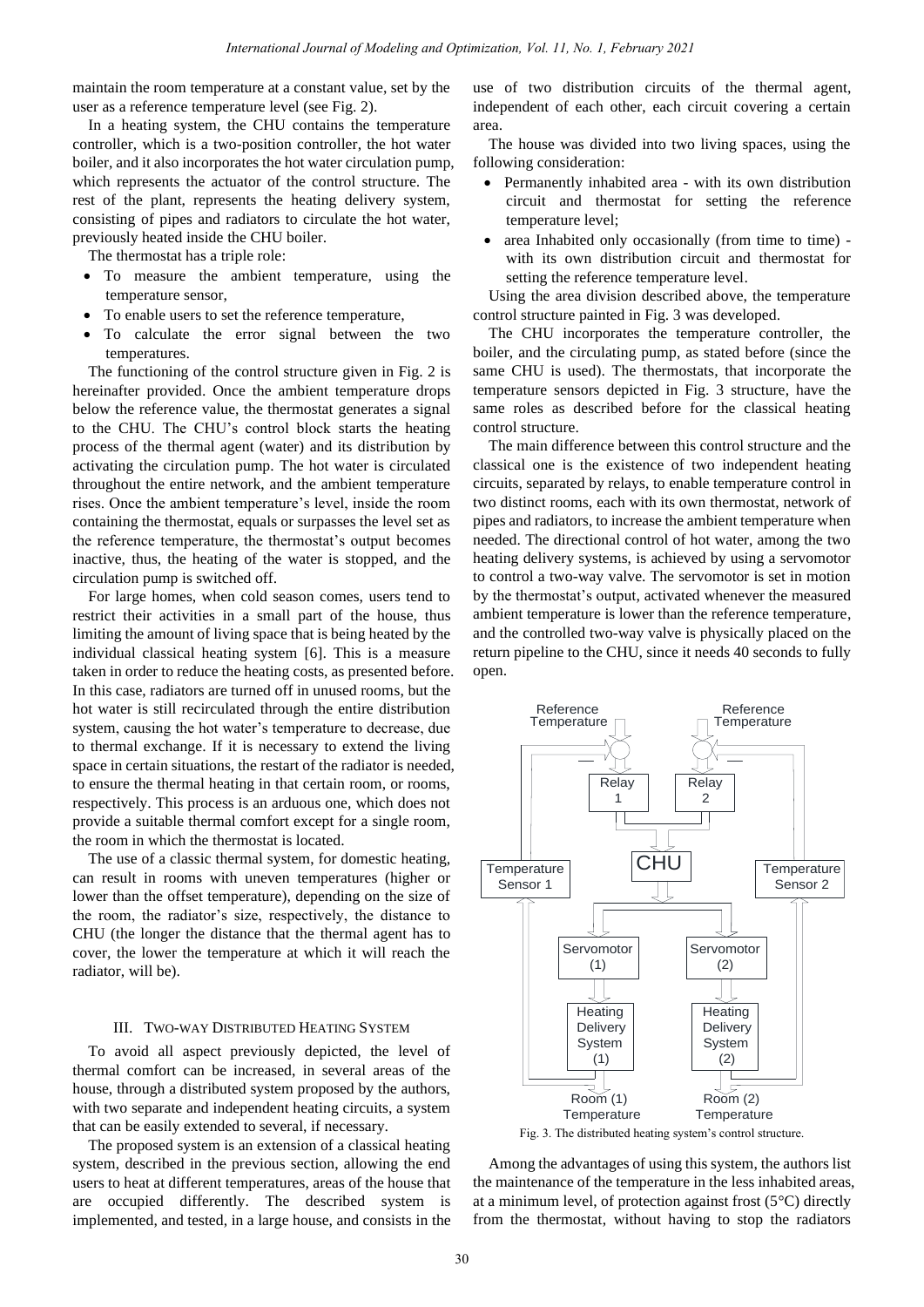maintain the room temperature at a constant value, set by the user as a reference temperature level (see Fig. 2).

In a heating system, the CHU contains the temperature controller, which is a two-position controller, the hot water boiler, and it also incorporates the hot water circulation pump, which represents the actuator of the control structure. The rest of the plant, represents the heating delivery system, consisting of pipes and radiators to circulate the hot water, previously heated inside the CHU boiler.

The thermostat has a triple role:

- To measure the ambient temperature, using the temperature sensor,
- To enable users to set the reference temperature,
- To calculate the error signal between the two temperatures.

The functioning of the control structure given in Fig. 2 is hereinafter provided. Once the ambient temperature drops below the reference value, the thermostat generates a signal to the CHU. The CHU's control block starts the heating process of the thermal agent (water) and its distribution by activating the circulation pump. The hot water is circulated throughout the entire network, and the ambient temperature rises. Once the ambient temperature's level, inside the room containing the thermostat, equals or surpasses the level set as the reference temperature, the thermostat's output becomes inactive, thus, the heating of the water is stopped, and the circulation pump is switched off.

For large homes, when cold season comes, users tend to restrict their activities in a small part of the house, thus limiting the amount of living space that is being heated by the individual classical heating system [6]. This is a measure taken in order to reduce the heating costs, as presented before. In this case, radiators are turned off in unused rooms, but the hot water is still recirculated through the entire distribution system, causing the hot water's temperature to decrease, due to thermal exchange. If it is necessary to extend the living space in certain situations, the restart of the radiator is needed, to ensure the thermal heating in that certain room, or rooms, respectively. This process is an arduous one, which does not provide a suitable thermal comfort except for a single room, the room in which the thermostat is located.

The use of a classic thermal system, for domestic heating, can result in rooms with uneven temperatures (higher or lower than the offset temperature), depending on the size of the room, the radiator's size, respectively, the distance to CHU (the longer the distance that the thermal agent has to cover, the lower the temperature at which it will reach the radiator, will be).

## III. Two-way Distributed Heating System

To avoid all aspect previously depicted, the level of thermal comfort can be increased, in several areas of the house, through a distributed system proposed by the authors, with two separate and independent heating circuits, a system that can be easily extended to several, if necessary.

The proposed system is an extension of a classical heating system, described in the previous section, allowing the end users to heat at different temperatures, areas of the house that are occupied differently. The described system is implemented, and tested, in a large house, and consists in the use of two distribution circuits of the thermal agent, independent of each other, each circuit covering a certain area.

The house was divided into two living spaces, using the following consideration:

- Permanently inhabited area - with its own distribution circuit and thermostat for setting the reference temperature level;
- area Inhabited only occasionally (from time to time) - with its own distribution circuit and thermostat for setting the reference temperature level.

Using the area division described above, the temperature control structure painted in Fig. 3 was developed.

The CHU incorporates the temperature controller, the boiler, and the circulating pump, as stated before (since the same CHU is used). The thermostats, that incorporate the temperature sensors depicted in Fig. 3 structure, have the same roles as described before for the classical heating control structure.

The main difference between this control structure and the classical one is the existence of two independent heating circuits, separated by relays, to enable temperature control in two distinct rooms, each with its own thermostat, network of pipes and radiators, to increase the ambient temperature when needed. The directional control of hot water, among the two heating delivery systems, is achieved by using a servomotor to control a two-way valve. The servomotor is set in motion by the thermostat's output, activated whenever the measured ambient temperature is lower than the reference temperature, and the controlled two-way valve is physically placed on the return pipeline to the CHU, since it needs 40 seconds to fully open.

Fig. 3. The distributed heating system's control structure.

Among the advantages of using this system, the authors list the maintenance of the temperature in the less inhabited areas, at a minimum level, of protection against frost (5°C) directly from the thermostat, without having to stop the radiators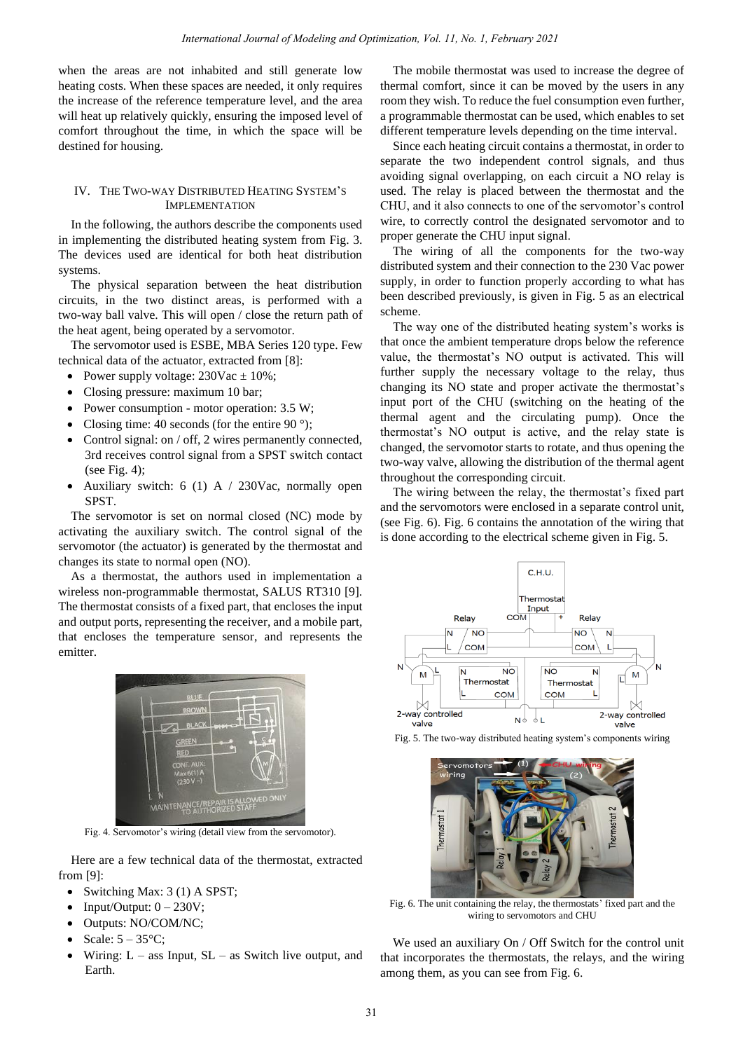when the areas are not inhabited and still generate low heating costs. When these spaces are needed, it only requires the increase of the reference temperature level, and the area will heat up relatively quickly, ensuring the imposed level of comfort throughout the time, in which the space will be destined for housing.

## IV. The Two-way Distributed Heating System's Implementation

In the following, the authors describe the components used in implementing the distributed heating system from Fig. 3. The devices used are identical for both heat distribution systems.

The physical separation between the heat distribution circuits, in the two distinct areas, is performed with a two-way ball valve. This will open / close the return path of the heat agent, being operated by a servomotor.

The servomotor used is ESBE, MBA Series 120 type. Few technical data of the actuator, extracted from [8]:

- Power supply voltage: 230Vac ± 10%;
- Closing pressure: maximum 10 bar;
- Power consumption - motor operation: 3.5 W;
- Closing time: 40 seconds (for the entire 90 °);
- Control signal: on / off, 2 wires permanently connected, 3rd receives control signal from a SPST switch contact (see Fig. 4);
- Auxiliary switch: 6 (1) A / 230Vac, normally open SPST.

The servomotor is set on normal closed (NC) mode by activating the auxiliary switch. The control signal of the servomotor (the actuator) is generated by the thermostat and changes its state to normal open (NO).

As a thermostat, the authors used in implementation a wireless non-programmable thermostat, SALUS RT310 [9]. The thermostat consists of a fixed part, that encloses the input and output ports, representing the receiver, and a mobile part, that encloses the temperature sensor, and represents the emitter.

Fig. 4. Servomotor's wiring (detail view from the servomotor).

Here are a few technical data of the thermostat, extracted from [9]:

- Switching Max: 3 (1) A SPST;
- Input/Output: 0 – 230V;
- Outputs: NO/COM/NC;
- Scale: 5 – 35°C;
- Wiring: L – ass Input, SL – as Switch live output, and Earth.

The mobile thermostat was used to increase the degree of thermal comfort, since it can be moved by the users in any room they wish. To reduce the fuel consumption even further, a programmable thermostat can be used, which enables to set different temperature levels depending on the time interval.

Since each heating circuit contains a thermostat, in order to separate the two independent control signals, and thus avoiding signal overlapping, on each circuit a NO relay is used. The relay is placed between the thermostat and the CHU, and it also connects to one of the servomotor's control wire, to correctly control the designated servomotor and to proper generate the CHU input signal.

The wiring of all the components for the two-way distributed system and their connection to the 230 Vac power supply, in order to function properly according to what has been described previously, is given in Fig. 5 as an electrical scheme.

The way one of the distributed heating system's works is that once the ambient temperature drops below the reference value, the thermostat's NO output is activated. This will further supply the necessary voltage to the relay, thus changing its NO state and proper activate the thermostat's input port of the CHU (switching on the heating of the thermal agent and the circulating pump). Once the thermostat's NO output is active, and the relay state is changed, the servomotor starts to rotate, and thus opening the two-way valve, allowing the distribution of the thermal agent throughout the corresponding circuit.

The wiring between the relay, the thermostat's fixed part and the servomotors were enclosed in a separate control unit, (see Fig. 6). Fig. 6 contains the annotation of the wiring that is done according to the electrical scheme given in Fig. 5.

Fig. 5. The two-way distributed heating system's components wiring

Fig. 6. The unit containing the relay, the thermostats' fixed part and the wiring to servomotors and CHU

We used an auxiliary On / Off Switch for the control unit that incorporates the thermostats, the relays, and the wiring among them, as you can see from Fig. 6.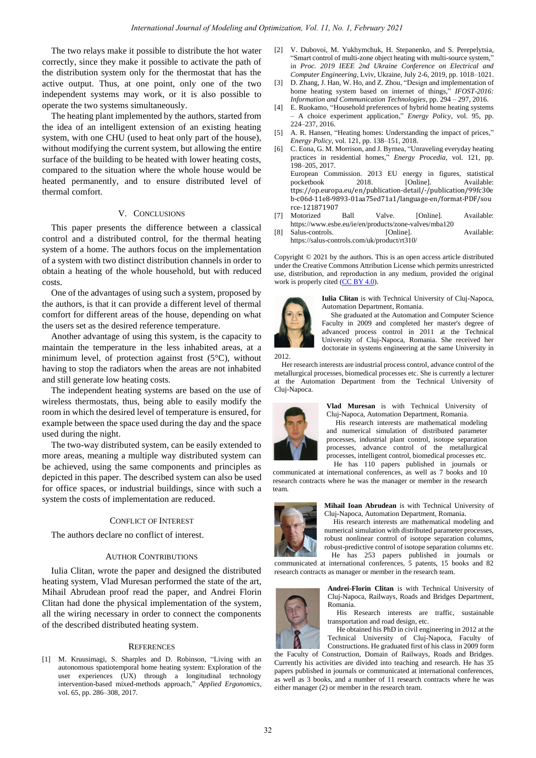The two relays make it possible to distribute the hot water correctly, since they make it possible to activate the path of the distribution system only for the thermostat that has the active output. Thus, at one point, only one of the two independent systems may work, or it is also possible to operate the two systems simultaneously.

The heating plant implemented by the authors, started from the idea of an intelligent extension of an existing heating system, with one CHU (used to heat only part of the house), without modifying the current system, but allowing the entire surface of the building to be heated with lower heating costs, compared to the situation where the whole house would be heated permanently, and to ensure distributed level of thermal comfort.

## V. Conclusions

This paper presents the difference between a classical control and a distributed control, for the thermal heating system of a home. The authors focus on the implementation of a system with two distinct distribution channels in order to obtain a heating of the whole household, but with reduced costs.

One of the advantages of using such a system, proposed by the authors, is that it can provide a different level of thermal comfort for different areas of the house, depending on what the users set as the desired reference temperature.

Another advantage of using this system, is the capacity to maintain the temperature in the less inhabited areas, at a minimum level, of protection against frost (5°C), without having to stop the radiators when the areas are not inhabited and still generate low heating costs.

The independent heating systems are based on the use of wireless thermostats, thus, being able to easily modify the room in which the desired level of temperature is ensured, for example between the space used during the day and the space used during the night.

The two-way distributed system, can be easily extended to more areas, meaning a multiple way distributed system can be achieved, using the same components and principles as depicted in this paper. The described system can also be used for office spaces, or industrial buildings, since with such a system the costs of implementation are reduced.

## Conflict of Interest

The authors declare no conflict of interest.

## Author Contributions

Iulia Clitan, wrote the paper and designed the distributed heating system, Vlad Muresan performed the state of the art, Mihail Abrudean proof read the paper, and Andrei Florin Clitan had done the physical implementation of the system, all the wiring necessary in order to connect the components of the described distributed heating system.

## References

[1] M. Kruusimagi, S. Sharples and D. Robinson, "Living with an autonomous spatiotemporal home heating system: Exploration of the user experiences (UX) through a longitudinal technology intervention-based mixed-methods approach," *Applied Ergonomics*, vol. 65, pp. 286–308, 2017.

[2] V. Dubovoi, M. Yukhymchuk, H. Stepanenko, and S. Perepelytsia, "Smart control of multi-zone object heating with multi-source system," in *Proc. 2019 IEEE 2nd Ukraine Conference on Electrical and Computer Engineering*, Lviv, Ukraine, July 2-6, 2019, pp. 1018–1021.

[3] D. Zhang, J. Han, W. Ho, and Z. Zhou, "Design and implementation of home heating system based on internet of things," *IFOST-2016: Information and Communication Technologies*, pp. 294 – 297, 2016.

[4] E. Ruokamo, "Household preferences of hybrid home heating systems – A choice experiment application," *Energy Policy*, vol. 95, pp. 224–237, 2016.

[5] A. R. Hansen, "Heating homes: Understanding the impact of prices," *Energy Policy*, vol. 121, pp. 138–151, 2018.

[6] C. Eona, G. M. Morrison, and J. Byrnea, "Unraveling everyday heating practices in residential homes," *Energy Procedia*, vol. 121, pp. 198–205, 2017.
European Commission. 2013 EU energy in figures, statistical pocketbook 2018. [Online]. Available: ttps://op.europa.eu/en/publication-detail/-/publication/99fc30eb-c06d-11e8-9893-01aa75ed71a1/language-en/format-PDF/source-121871907

[7] Motorized Ball Valve. [Online]. Available: https://www.esbe.eu/ie/en/products/zone-valves/mba120

[8] Salus-controls. [Online]. Available: https://salus-controls.com/uk/product/rt310/

Copyright © 2021 by the authors. This is an open access article distributed under the Creative Commons Attribution License which permits unrestricted use, distribution, and reproduction in any medium, provided the original work is properly cited (CC BY 4.0).

**Iulia Clitan** is with Technical University of Cluj-Napoca, Automation Department, Romania.

She graduated at the Automation and Computer Science Faculty in 2009 and completed her master's degree of advanced process control in 2011 at the Technical University of Cluj-Napoca, Romania. She received her doctorate in systems engineering at the same University in 2012.

Her research interests are industrial process control, advance control of the metallurgical processes, biomedical processes etc. She is currently a lecturer at the Automation Department from the Technical University of Cluj-Napoca.

**Vlad Muresan** is with Technical University of Cluj-Napoca, Automation Department, Romania.

His research interests are mathematical modeling and numerical simulation of distributed parameter processes, industrial plant control, isotope separation processes, advance control of the metallurgical processes, intelligent control, biomedical processes etc.

He has 110 papers published in journals or communicated at international conferences, as well as 7 books and 10 research contracts where he was the manager or member in the research team.

**Mihail Ioan Abrudean** is with Technical University of Cluj-Napoca, Automation Department, Romania.

His research interests are mathematical modeling and numerical simulation with distributed parameter processes, robust nonlinear control of isotope separation columns, robust-predictive control of isotope separation columns etc.

He has 253 papers published in journals or communicated at international conferences, 5 patents, 15 books and 82 research contracts as manager or member in the research team.

**Andrei-Florin Clitan** is with Technical University of Cluj-Napoca, Railways, Roads and Bridges Department, Romania.

His Research interests are traffic, sustainable transportation and road design, etc.

He obtained his PhD in civil engineering in 2012 at the Technical University of Cluj-Napoca, Faculty of Constructions. He graduated first of his class in 2009 form the Faculty of Construction, Domain of Railways, Roads and Bridges. Currently his activities are divided into teaching and research. He has 35 papers published in journals or communicated at international conferences, as well as 3 books, and a number of 11 research contracts where he was either manager (2) or member in the research team.